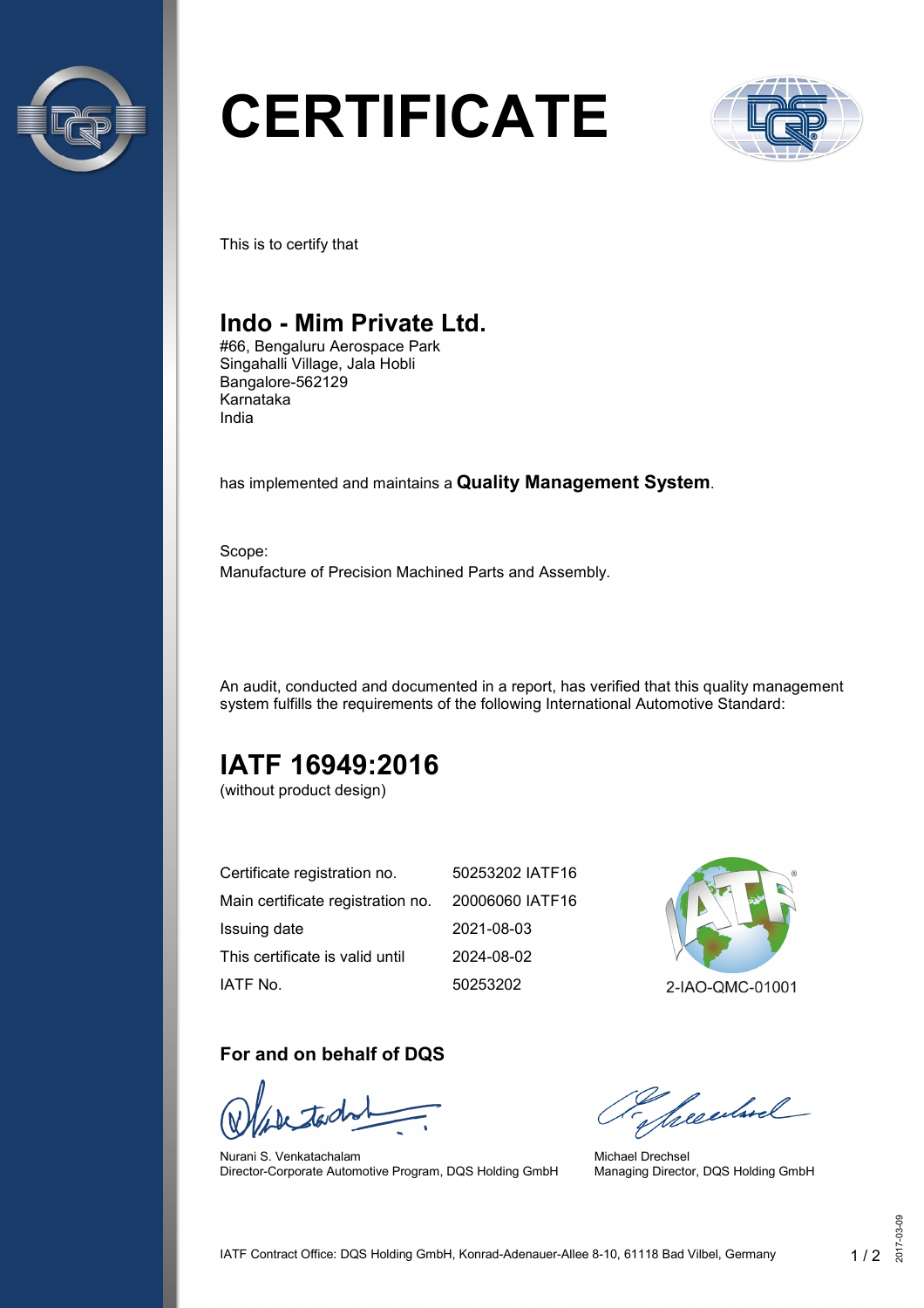# CERTIFICATE

This is to certify that

## Indo - Mim Private Ltd.

#66, Bengaluru Aerospace Park
Singahalli Village, Jala Hobli
Bangalore-562129
Karnataka
India

has implemented and maintains a **Quality Management System**.

Scope:
Manufacture of Precision Machined Parts and Assembly.

An audit, conducted and documented in a report, has verified that this quality management system fulfills the requirements of the following International Automotive Standard:

## IATF 16949:2016

(without product design)

| | |
|---|---|
| Certificate registration no. | 50253202 IATF16 |
| Main certificate registration no. | 20006060 IATF16 |
| Issuing date | 2021-08-03 |
| This certificate is valid until | 2024-08-02 |
| IATF No. | 50253202 |

2-IAO-QMC-01001

### For and on behalf of DQS

Nurani S. Venkatachalam
Director-Corporate Automotive Program, DQS Holding GmbH

Michael Drechsel
Managing Director, DQS Holding GmbH

IATF Contract Office: DQS Holding GmbH, Konrad-Adenauer-Allee 8-10, 61118 Bad Vilbel, Germany

2017-03-09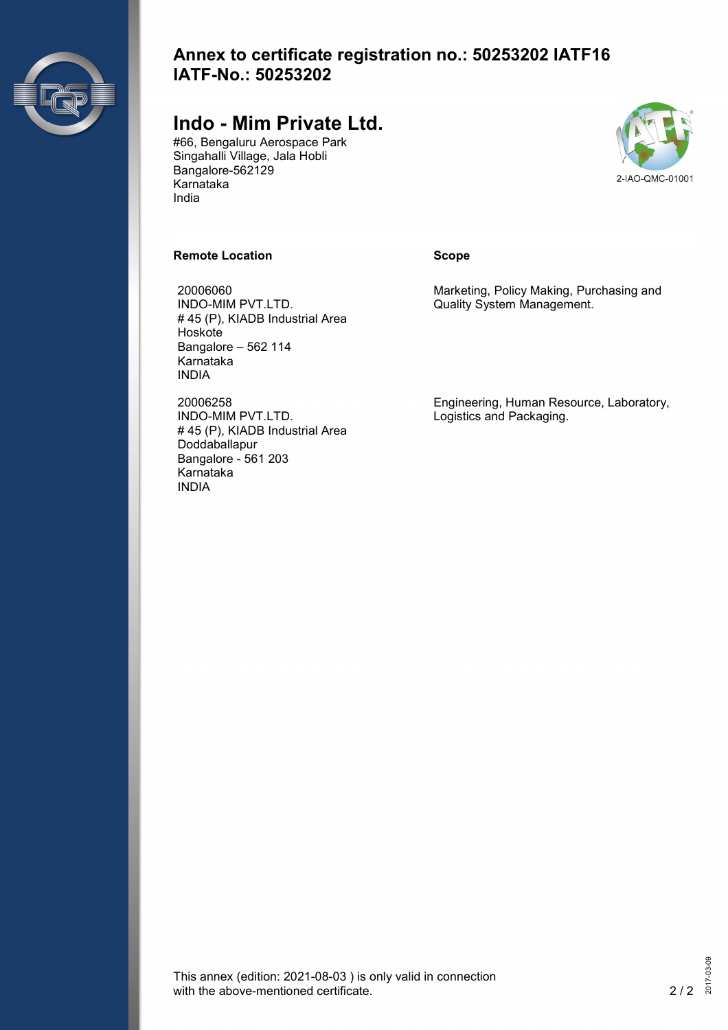## Annex to certificate registration no.: 50253202 IATF16
## IATF-No.: 50253202

# Indo - Mim Private Ltd.

#66, Bengaluru Aerospace Park
Singahalli Village, Jala Hobli
Bangalore-562129
Karnataka
India

2-IAO-QMC-01001

| Remote Location | Scope |
|---|---|
| 20006060<br>INDO-MIM PVT.LTD.<br># 45 (P), KIADB Industrial Area<br>Hoskote<br>Bangalore – 562 114<br>Karnataka<br>INDIA | Marketing, Policy Making, Purchasing and Quality System Management. |
| 20006258<br>INDO-MIM PVT.LTD.<br># 45 (P), KIADB Industrial Area<br>Doddaballapur<br>Bangalore - 561 203<br>Karnataka<br>INDIA | Engineering, Human Resource, Laboratory, Logistics and Packaging. |

This annex (edition: 2021-08-03 ) is only valid in connection with the above-mentioned certificate.

2017-03-09